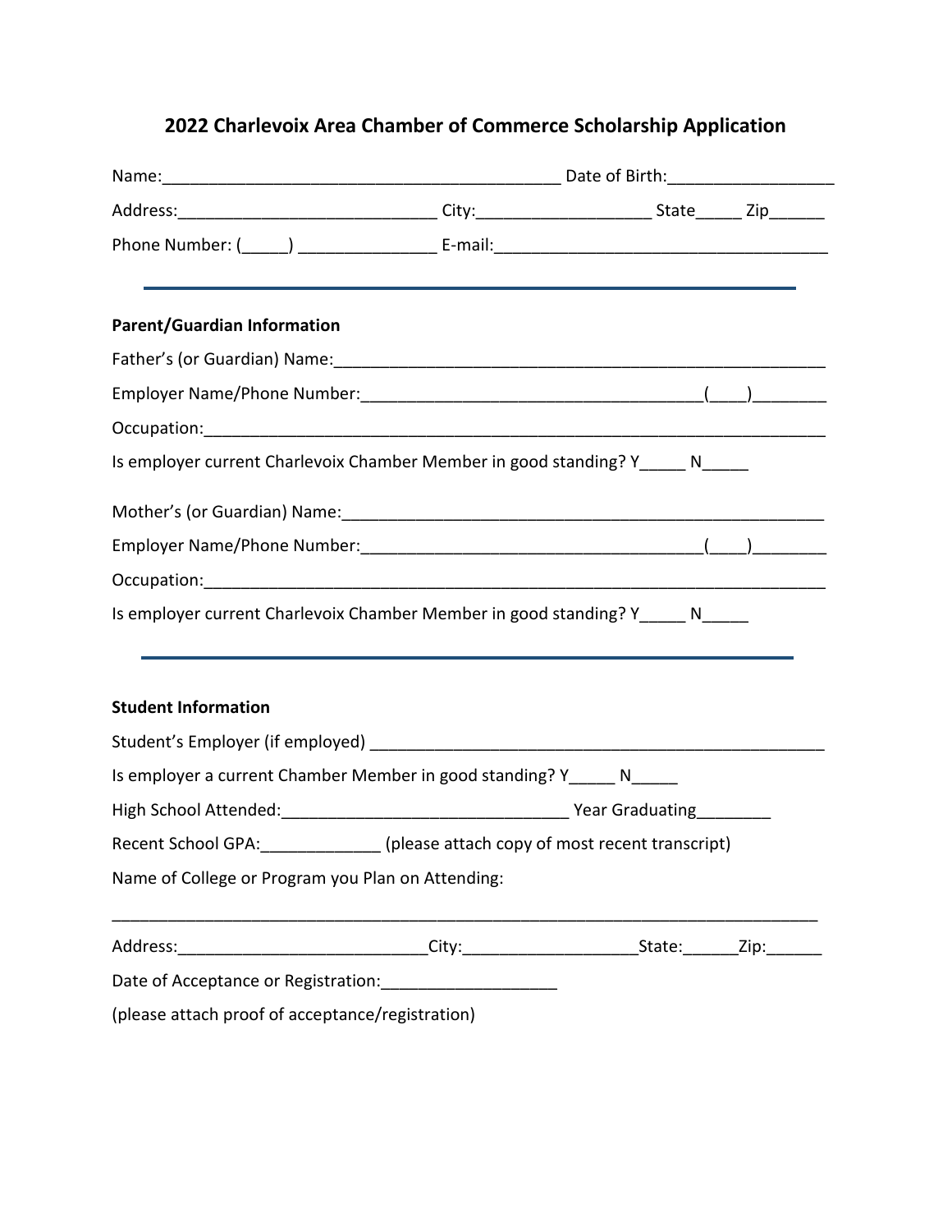# 2022 Charlevoix Area Chamber of Commerce Scholarship Application

Name:_____________________________________________ Date of Birth:__________________

Address:____________________________ City:__________________ State_____ Zip______

Phone Number: (_____) _______________ E-mail:____________________________________

---

**Parent/Guardian Information**

Father's (or Guardian) Name:_____________________________________________________

Employer Name/Phone Number:____________________________________(____)________

Occupation:__________________________________________________________________

Is employer current Charlevoix Chamber Member in good standing? Y_____ N_____

Mother's (or Guardian) Name:_____________________________________________________

Employer Name/Phone Number:____________________________________(____)________

Occupation:__________________________________________________________________

Is employer current Charlevoix Chamber Member in good standing? Y_____ N_____

---

**Student Information**

Student's Employer (if employed) __________________________________________________

Is employer a current Chamber Member in good standing? Y_____ N_____

High School Attended:_______________________________ Year Graduating________

Recent School GPA:_____________ (please attach copy of most recent transcript)

Name of College or Program you Plan on Attending:

_____________________________________________________________________________

Address:__________________________City:__________________State:______Zip:______

Date of Acceptance or Registration:___________________

(please attach proof of acceptance/registration)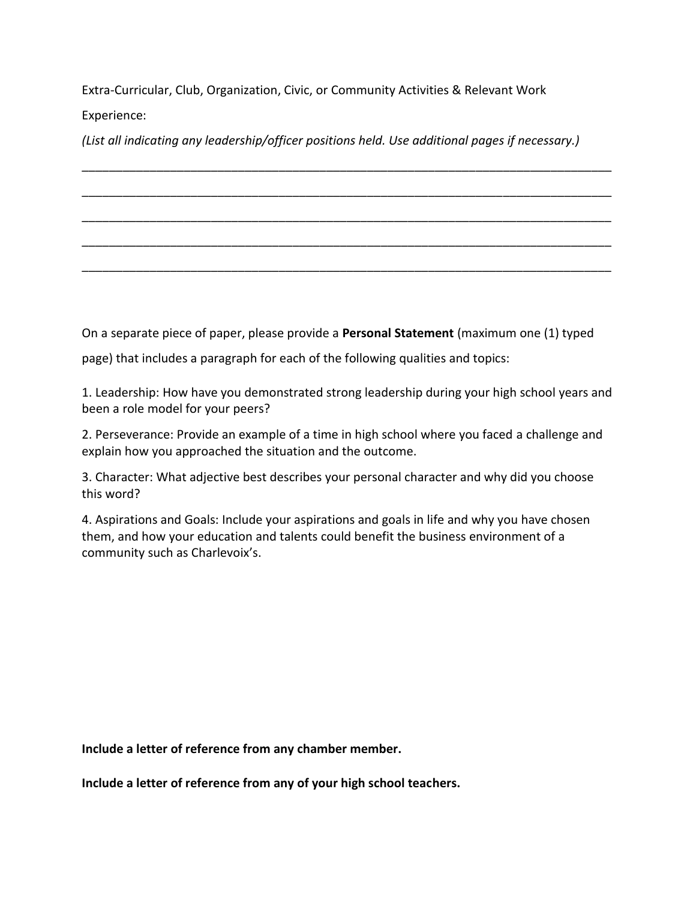Extra-Curricular, Club, Organization, Civic, or Community Activities & Relevant Work

Experience:

*(List all indicating any leadership/officer positions held. Use additional pages if necessary.)*

______________________________________________________________________________

______________________________________________________________________________

______________________________________________________________________________

______________________________________________________________________________

______________________________________________________________________________

On a separate piece of paper, please provide a **Personal Statement** (maximum one (1) typed page) that includes a paragraph for each of the following qualities and topics:

1. Leadership: How have you demonstrated strong leadership during your high school years and been a role model for your peers?
2. Perseverance: Provide an example of a time in high school where you faced a challenge and explain how you approached the situation and the outcome.
3. Character: What adjective best describes your personal character and why did you choose this word?
4. Aspirations and Goals: Include your aspirations and goals in life and why you have chosen them, and how your education and talents could benefit the business environment of a community such as Charlevoix's.

**Include a letter of reference from any chamber member.**

**Include a letter of reference from any of your high school teachers.**